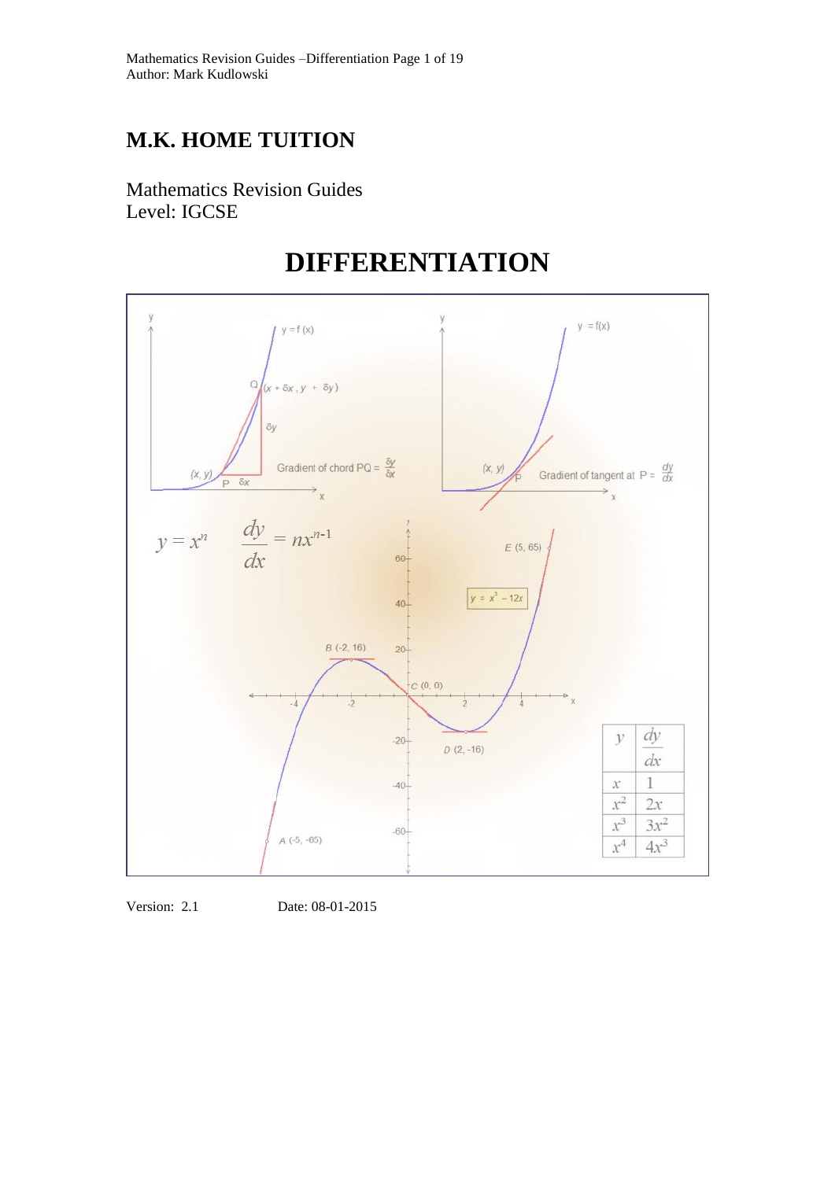# M.K. HOME TUITION

Mathematics Revision Guides
Level: IGCSE

# DIFFERENTIATION

Gradient of chord PQ = $\frac{\delta y}{\delta x}$

Gradient of tangent at P = $\frac{dy}{dx}$

$$y = x^n \qquad \frac{dy}{dx} = nx^{n-1}$$

$y = x^3 - 12x$

| $y$ | $\frac{dy}{dx}$ |
|---|---|
| $x$ | $1$ |
| $x^2$ | $2x$ |
| $x^3$ | $3x^2$ |
| $x^4$ | $4x^3$ |

Version: 2.1 Date: 08-01-2015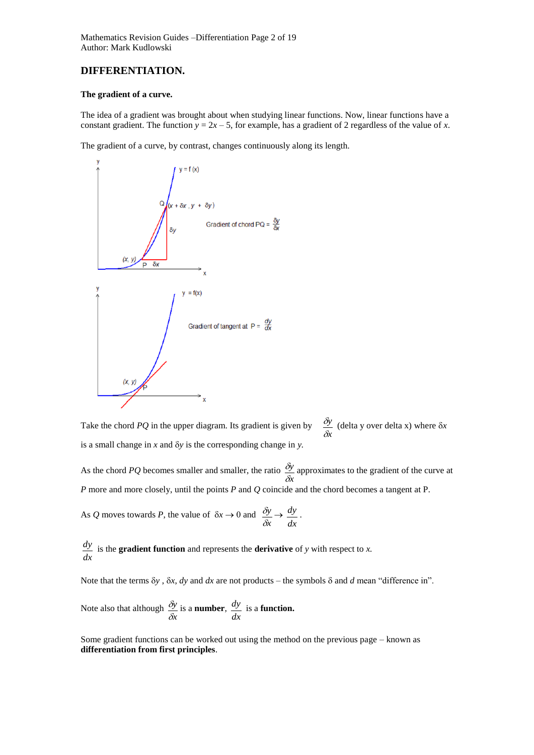# DIFFERENTIATION.

**The gradient of a curve.**

The idea of a gradient was brought about when studying linear functions. Now, linear functions have a constant gradient. The function $y = 2x - 5$, for example, has a gradient of 2 regardless of the value of $x$.

The gradient of a curve, by contrast, changes continuously along its length.

Take the chord $PQ$ in the upper diagram. Its gradient is given by $\dfrac{\delta y}{\delta x}$ (delta y over delta x) where $\delta x$ is a small change in $x$ and $\delta y$ is the corresponding change in $y$.

As the chord $PQ$ becomes smaller and smaller, the ratio $\dfrac{\delta y}{\delta x}$ approximates to the gradient of the curve at $P$ more and more closely, until the points $P$ and $Q$ coincide and the chord becomes a tangent at P.

As $Q$ moves towards $P$, the value of $\delta x \to 0$ and $\dfrac{\delta y}{\delta x} \to \dfrac{dy}{dx}$.

$\dfrac{dy}{dx}$ is the **gradient function** and represents the **derivative** of $y$ with respect to $x$.

Note that the terms $\delta y$, $\delta x$, $dy$ and $dx$ are not products – the symbols $\delta$ and $d$ mean "difference in".

Note also that although $\dfrac{\delta y}{\delta x}$ is a **number**, $\dfrac{dy}{dx}$ is a **function.**

Some gradient functions can be worked out using the method on the previous page – known as **differentiation from first principles**.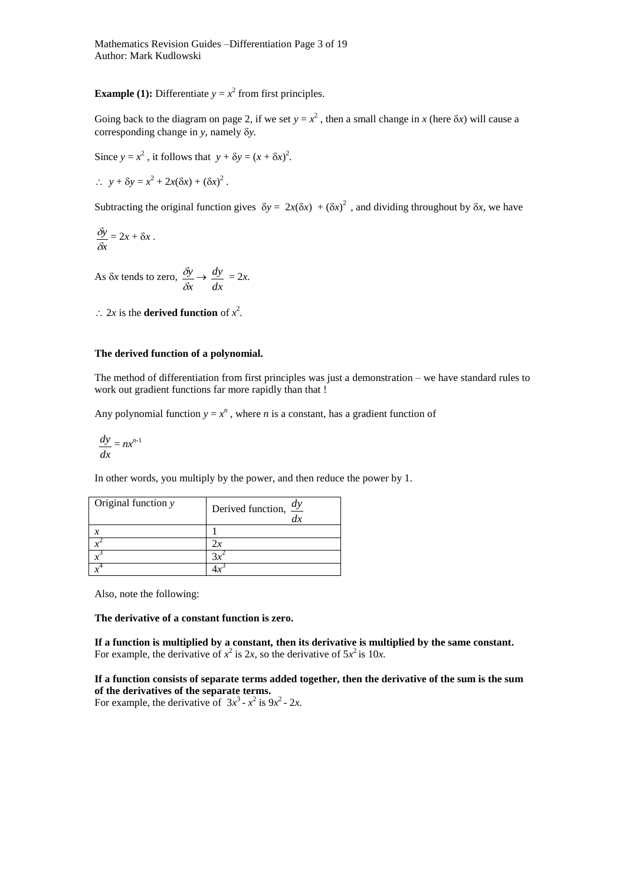**Example (1):** Differentiate $y = x^2$ from first principles.

Going back to the diagram on page 2, if we set $y = x^2$ , then a small change in $x$ (here $\delta x$) will cause a corresponding change in $y$, namely $\delta y$.

Since $y = x^2$ , it follows that $y + \delta y = (x + \delta x)^2$.

$\therefore \; y + \delta y = x^2 + 2x(\delta x) + (\delta x)^2$ .

Subtracting the original function gives $\delta y = 2x(\delta x) + (\delta x)^2$ , and dividing throughout by $\delta x$, we have

$$\frac{\delta y}{\delta x} = 2x + \delta x .$$

As $\delta x$ tends to zero, $\dfrac{\delta y}{\delta x} \rightarrow \dfrac{dy}{dx} = 2x$.

$\therefore$ $2x$ is the **derived function** of $x^2$.

**The derived function of a polynomial.**

The method of differentiation from first principles was just a demonstration – we have standard rules to work out gradient functions far more rapidly than that !

Any polynomial function $y = x^n$ , where $n$ is a constant, has a gradient function of

$$\frac{dy}{dx} = nx^{n-1}$$

In other words, you multiply by the power, and then reduce the power by 1.

| Original function $y$ | Derived function, $\dfrac{dy}{dx}$ |
|---|---|
| $x$ | 1 |
| $x^2$ | $2x$ |
| $x^3$ | $3x^2$ |
| $x^4$ | $4x^3$ |

Also, note the following:

**The derivative of a constant function is zero.**

**If a function is multiplied by a constant, then its derivative is multiplied by the same constant.**
For example, the derivative of $x^2$ is $2x$, so the derivative of $5x^2$ is $10x$.

**If a function consists of separate terms added together, then the derivative of the sum is the sum of the derivatives of the separate terms.**
For example, the derivative of $3x^3 - x^2$ is $9x^2 - 2x$.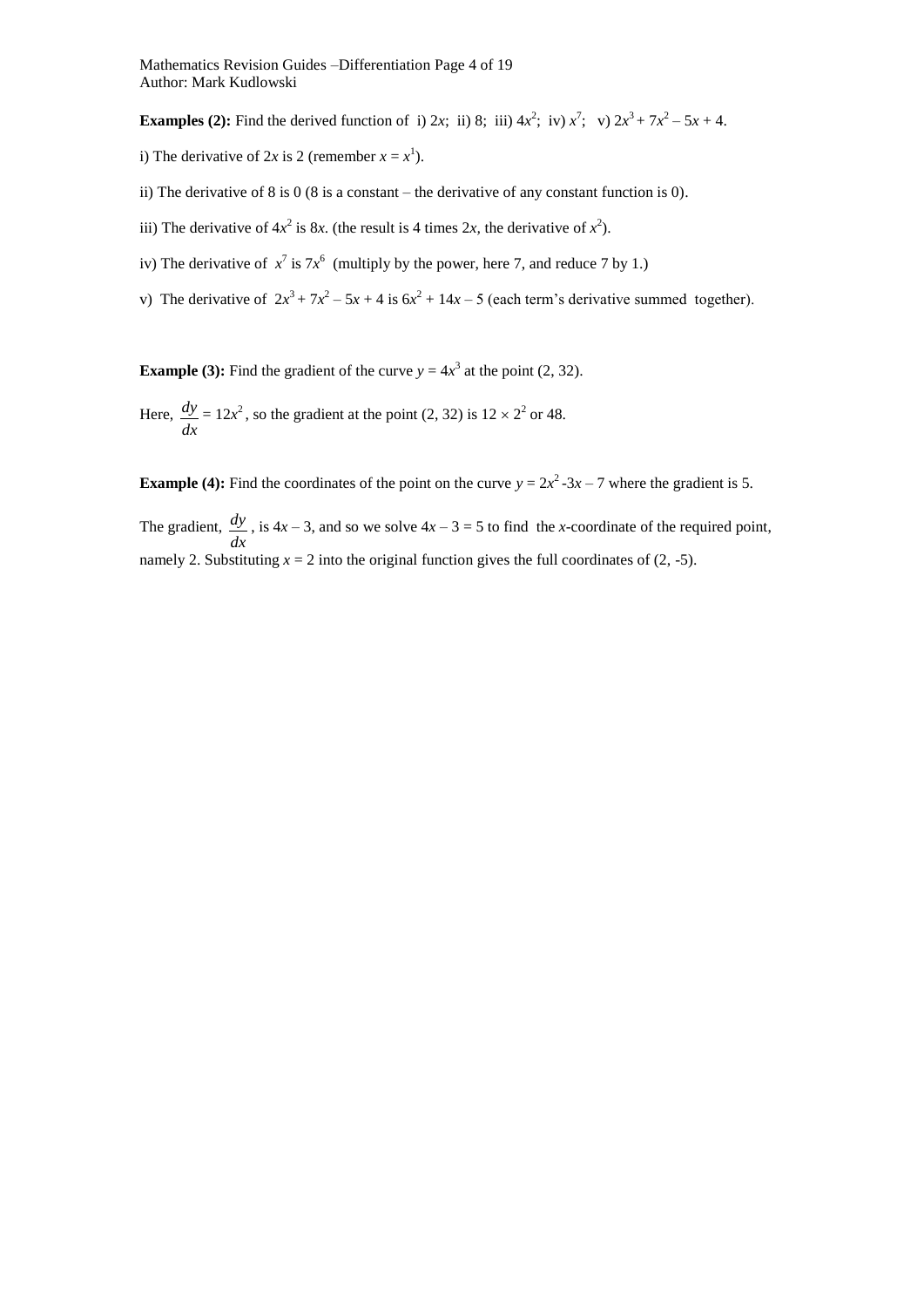**Examples (2):** Find the derived function of i) $2x$; ii) 8; iii) $4x^2$; iv) $x^7$; v) $2x^3 + 7x^2 - 5x + 4$.

i) The derivative of $2x$ is 2 (remember $x = x^1$).

ii) The derivative of 8 is 0 (8 is a constant – the derivative of any constant function is 0).

iii) The derivative of $4x^2$ is $8x$. (the result is 4 times $2x$, the derivative of $x^2$).

iv) The derivative of $x^7$ is $7x^6$ (multiply by the power, here 7, and reduce 7 by 1.)

v) The derivative of $2x^3 + 7x^2 - 5x + 4$ is $6x^2 + 14x - 5$ (each term's derivative summed together).

**Example (3):** Find the gradient of the curve $y = 4x^3$ at the point (2, 32).

Here, $\frac{dy}{dx} = 12x^2$, so the gradient at the point (2, 32) is $12 \times 2^2$ or 48.

**Example (4):** Find the coordinates of the point on the curve $y = 2x^2 - 3x - 7$ where the gradient is 5.

The gradient, $\frac{dy}{dx}$, is $4x - 3$, and so we solve $4x - 3 = 5$ to find the $x$-coordinate of the required point, namely 2. Substituting $x = 2$ into the original function gives the full coordinates of (2, -5).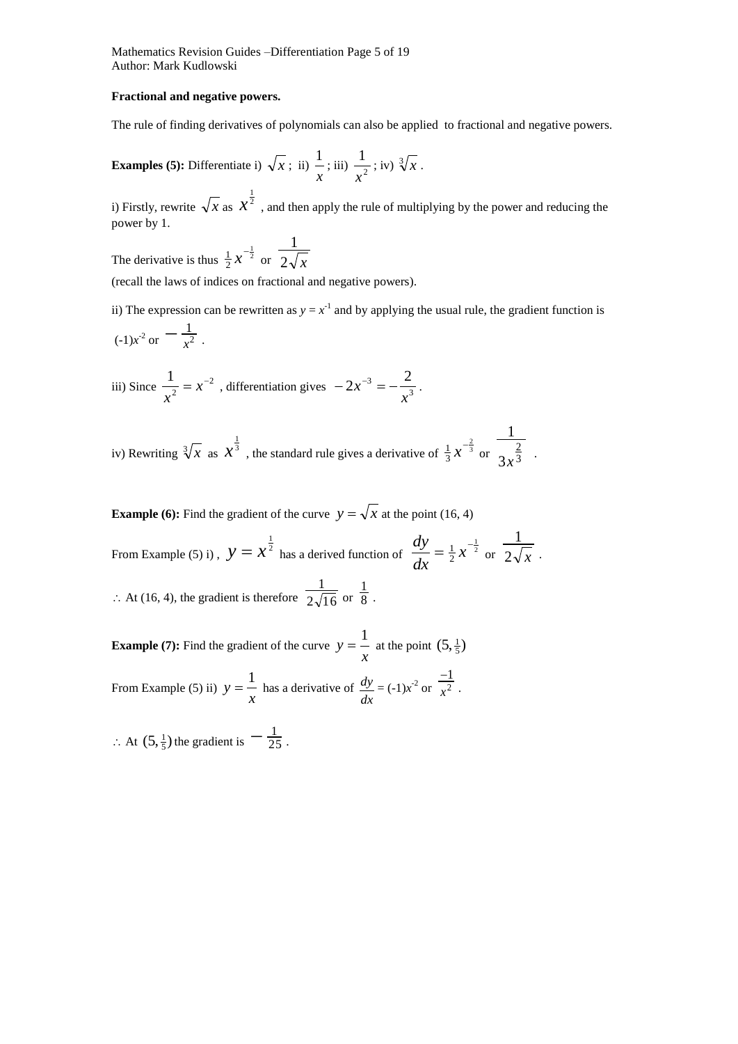**Fractional and negative powers.**

The rule of finding derivatives of polynomials can also be applied to fractional and negative powers.

**Examples (5):** Differentiate i) $\sqrt{x}$ ; ii) $\frac{1}{x}$ ; iii) $\frac{1}{x^2}$ ; iv) $\sqrt[3]{x}$ .

i) Firstly, rewrite $\sqrt{x}$ as $x^{\frac{1}{2}}$ , and then apply the rule of multiplying by the power and reducing the power by 1.

The derivative is thus $\frac{1}{2}x^{-\frac{1}{2}}$ or $\frac{1}{2\sqrt{x}}$

(recall the laws of indices on fractional and negative powers).

ii) The expression can be rewritten as $y = x^{-1}$ and by applying the usual rule, the gradient function is $(-1)x^{-2}$ or $-\frac{1}{x^2}$ .

iii) Since $\frac{1}{x^2} = x^{-2}$ , differentiation gives $-2x^{-3} = -\frac{2}{x^3}$ .

iv) Rewriting $\sqrt[3]{x}$ as $x^{\frac{1}{3}}$ , the standard rule gives a derivative of $\frac{1}{3}x^{-\frac{2}{3}}$ or $\frac{1}{3x^{\frac{2}{3}}}$ .

**Example (6):** Find the gradient of the curve $y = \sqrt{x}$ at the point (16, 4)

From Example (5) i) , $y = x^{\frac{1}{2}}$ has a derived function of $\frac{dy}{dx} = \frac{1}{2}x^{-\frac{1}{2}}$ or $\frac{1}{2\sqrt{x}}$ .

$\therefore$ At (16, 4), the gradient is therefore $\frac{1}{2\sqrt{16}}$ or $\frac{1}{8}$ .

**Example (7):** Find the gradient of the curve $y = \frac{1}{x}$ at the point $(5, \frac{1}{5})$

From Example (5) ii) $y = \frac{1}{x}$ has a derivative of $\frac{dy}{dx} = (-1)x^{-2}$ or $\frac{-1}{x^2}$ .

$\therefore$ At $(5, \frac{1}{5})$ the gradient is $-\frac{1}{25}$ .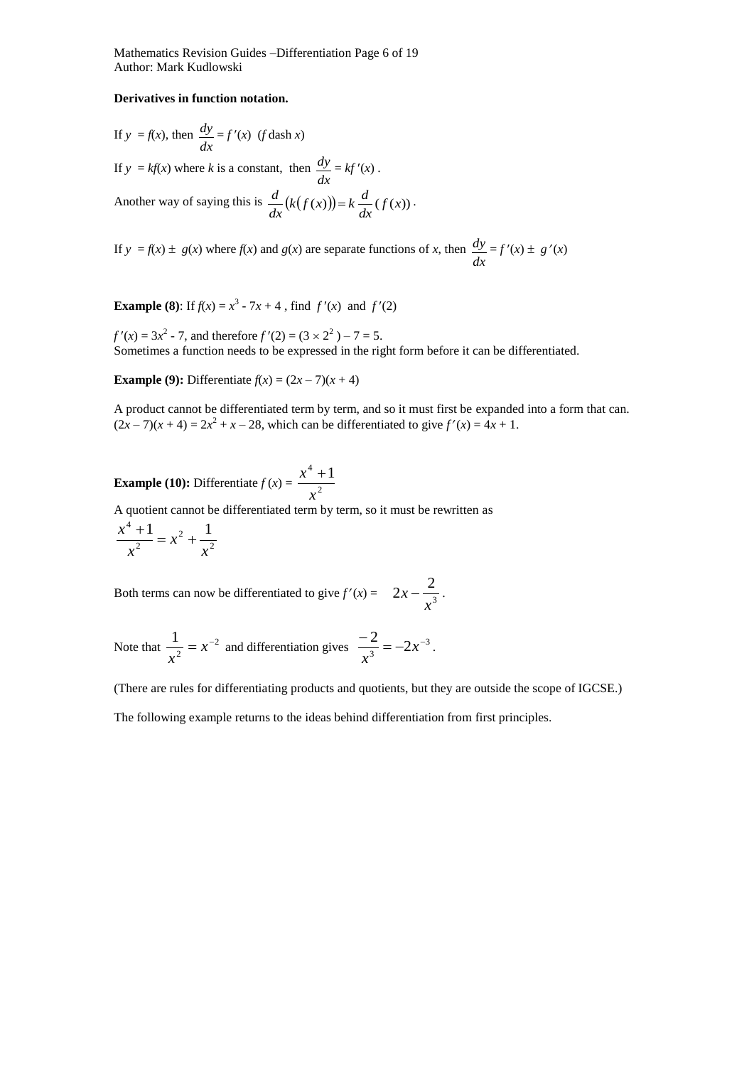**Derivatives in function notation.**

If $y = f(x)$, then $\frac{dy}{dx} = f'(x)$ ($f$ dash $x$)

If $y = kf(x)$ where $k$ is a constant, then $\frac{dy}{dx} = kf'(x)$.

Another way of saying this is $\frac{d}{dx}\big(k(f(x))\big) = k\frac{d}{dx}(f(x))$.

If $y = f(x) \pm g(x)$ where $f(x)$ and $g(x)$ are separate functions of $x$, then $\frac{dy}{dx} = f'(x) \pm g'(x)$

**Example (8)**: If $f(x) = x^3 - 7x + 4$, find $f'(x)$ and $f'(2)$

$f'(x) = 3x^2 - 7$, and therefore $f'(2) = (3 \times 2^2) - 7 = 5$.
Sometimes a function needs to be expressed in the right form before it can be differentiated.

**Example (9):** Differentiate $f(x) = (2x - 7)(x + 4)$

A product cannot be differentiated term by term, and so it must first be expanded into a form that can.
$(2x - 7)(x + 4) = 2x^2 + x - 28$, which can be differentiated to give $f'(x) = 4x + 1$.

**Example (10):** Differentiate $f(x) = \frac{x^4 + 1}{x^2}$

A quotient cannot be differentiated term by term, so it must be rewritten as

$$\frac{x^4 + 1}{x^2} = x^2 + \frac{1}{x^2}$$

Both terms can now be differentiated to give $f'(x) = 2x - \frac{2}{x^3}$.

Note that $\frac{1}{x^2} = x^{-2}$ and differentiation gives $\frac{-2}{x^3} = -2x^{-3}$.

(There are rules for differentiating products and quotients, but they are outside the scope of IGCSE.)

The following example returns to the ideas behind differentiation from first principles.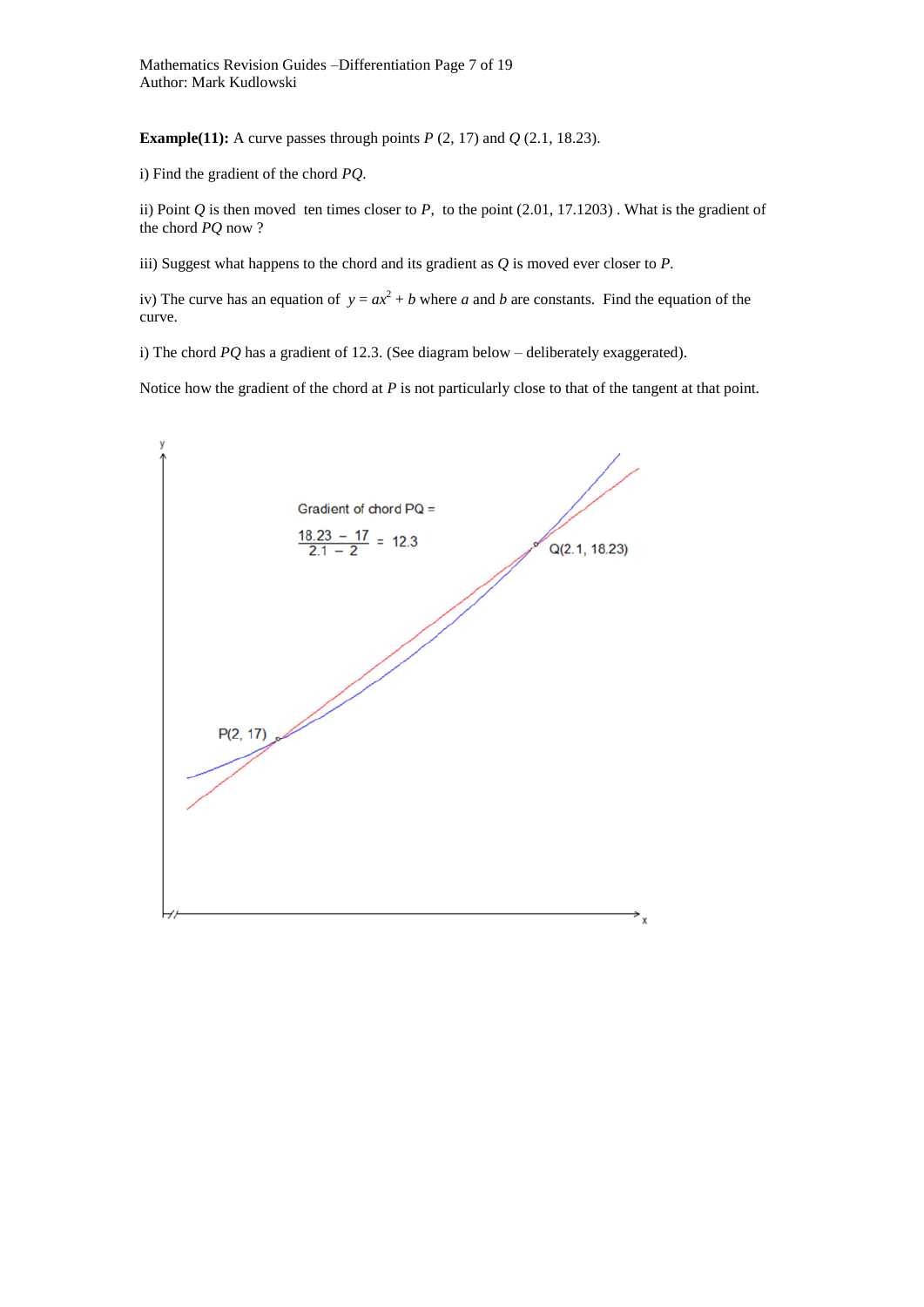**Example(11):** A curve passes through points $P$ (2, 17) and $Q$ (2.1, 18.23).

i) Find the gradient of the chord $PQ$.

ii) Point $Q$ is then moved ten times closer to $P$, to the point (2.01, 17.1203). What is the gradient of the chord $PQ$ now ?

iii) Suggest what happens to the chord and its gradient as $Q$ is moved ever closer to $P$.

iv) The curve has an equation of $y = ax^2 + b$ where $a$ and $b$ are constants. Find the equation of the curve.

i) The chord $PQ$ has a gradient of 12.3. (See diagram below – deliberately exaggerated).

Notice how the gradient of the chord at $P$ is not particularly close to that of the tangent at that point.

Gradient of chord PQ = $\dfrac{18.23 - 17}{2.1 - 2} = 12.3$

P(2, 17)

Q(2.1, 18.23)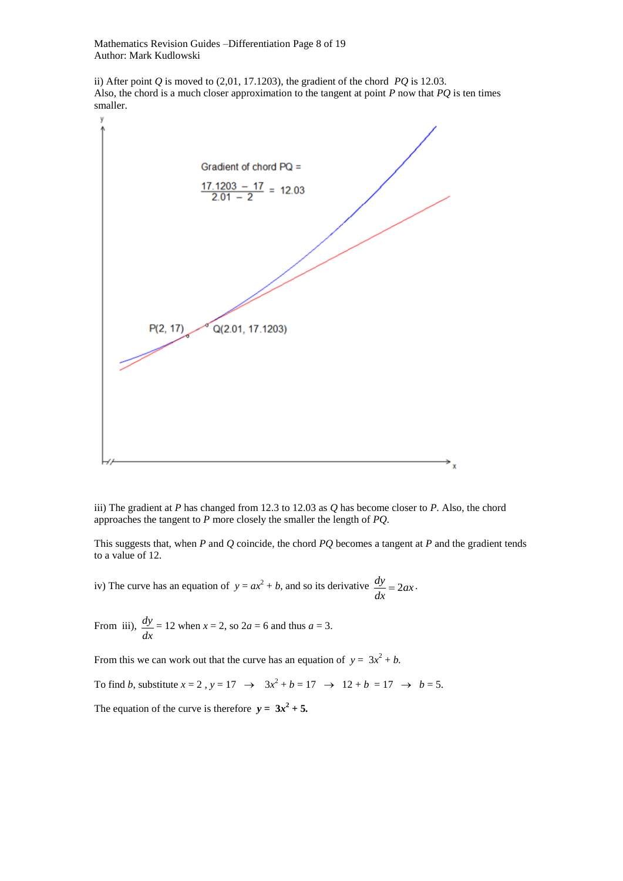ii) After point $Q$ is moved to (2,01, 17.1203), the gradient of the chord $PQ$ is 12.03.
Also, the chord is a much closer approximation to the tangent at point $P$ now that $PQ$ is ten times smaller.

Gradient of chord PQ =

$$\frac{17.1203 - 17}{2.01 - 2} = 12.03$$

P(2, 17)

Q(2.01, 17.1203)

iii) The gradient at $P$ has changed from 12.3 to 12.03 as $Q$ has become closer to $P$. Also, the chord approaches the tangent to $P$ more closely the smaller the length of $PQ$.

This suggests that, when $P$ and $Q$ coincide, the chord $PQ$ becomes a tangent at $P$ and the gradient tends to a value of 12.

iv) The curve has an equation of $y = ax^2 + b$, and so its derivative $\frac{dy}{dx} = 2ax$.

From iii), $\frac{dy}{dx} = 12$ when $x = 2$, so $2a = 6$ and thus $a = 3$.

From this we can work out that the curve has an equation of $y = 3x^2 + b$.

To find $b$, substitute $x = 2$ , $y = 17$ $\rightarrow$ $3x^2 + b = 17$ $\rightarrow$ $12 + b = 17$ $\rightarrow$ $b = 5$.

The equation of the curve is therefore $\boldsymbol{y = 3x^2 + 5}$.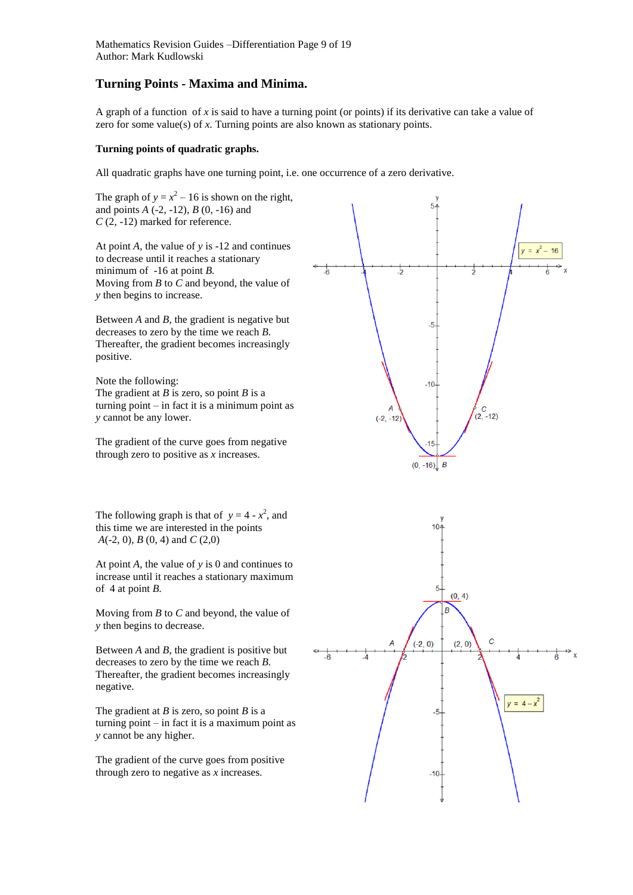## Turning Points - Maxima and Minima.

A graph of a function of $x$ is said to have a turning point (or points) if its derivative can take a value of zero for some value(s) of $x$. Turning points are also known as stationary points.

### Turning points of quadratic graphs.

All quadratic graphs have one turning point, i.e. one occurrence of a zero derivative.

The graph of $y = x^2 - 16$ is shown on the right, and points $A$ (-2, -12), $B$ (0, -16) and $C$ (2, -12) marked for reference.

At point $A$, the value of $y$ is -12 and continues to decrease until it reaches a stationary minimum of -16 at point $B$. Moving from $B$ to $C$ and beyond, the value of $y$ then begins to increase.

Between $A$ and $B$, the gradient is negative but decreases to zero by the time we reach $B$. Thereafter, the gradient becomes increasingly positive.

Note the following:
The gradient at $B$ is zero, so point $B$ is a turning point – in fact it is a minimum point as $y$ cannot be any lower.

The gradient of the curve goes from negative through zero to positive as $x$ increases.

The following graph is that of $y = 4 - x^2$, and this time we are interested in the points $A$(-2, 0), $B$ (0, 4) and $C$ (2,0)

At point $A$, the value of $y$ is 0 and continues to increase until it reaches a stationary maximum of 4 at point $B$.

Moving from $B$ to $C$ and beyond, the value of $y$ then begins to decrease.

Between $A$ and $B$, the gradient is positive but decreases to zero by the time we reach $B$. Thereafter, the gradient becomes increasingly negative.

The gradient at $B$ is zero, so point $B$ is a turning point – in fact it is a maximum point as $y$ cannot be any higher.

The gradient of the curve goes from positive through zero to negative as $x$ increases.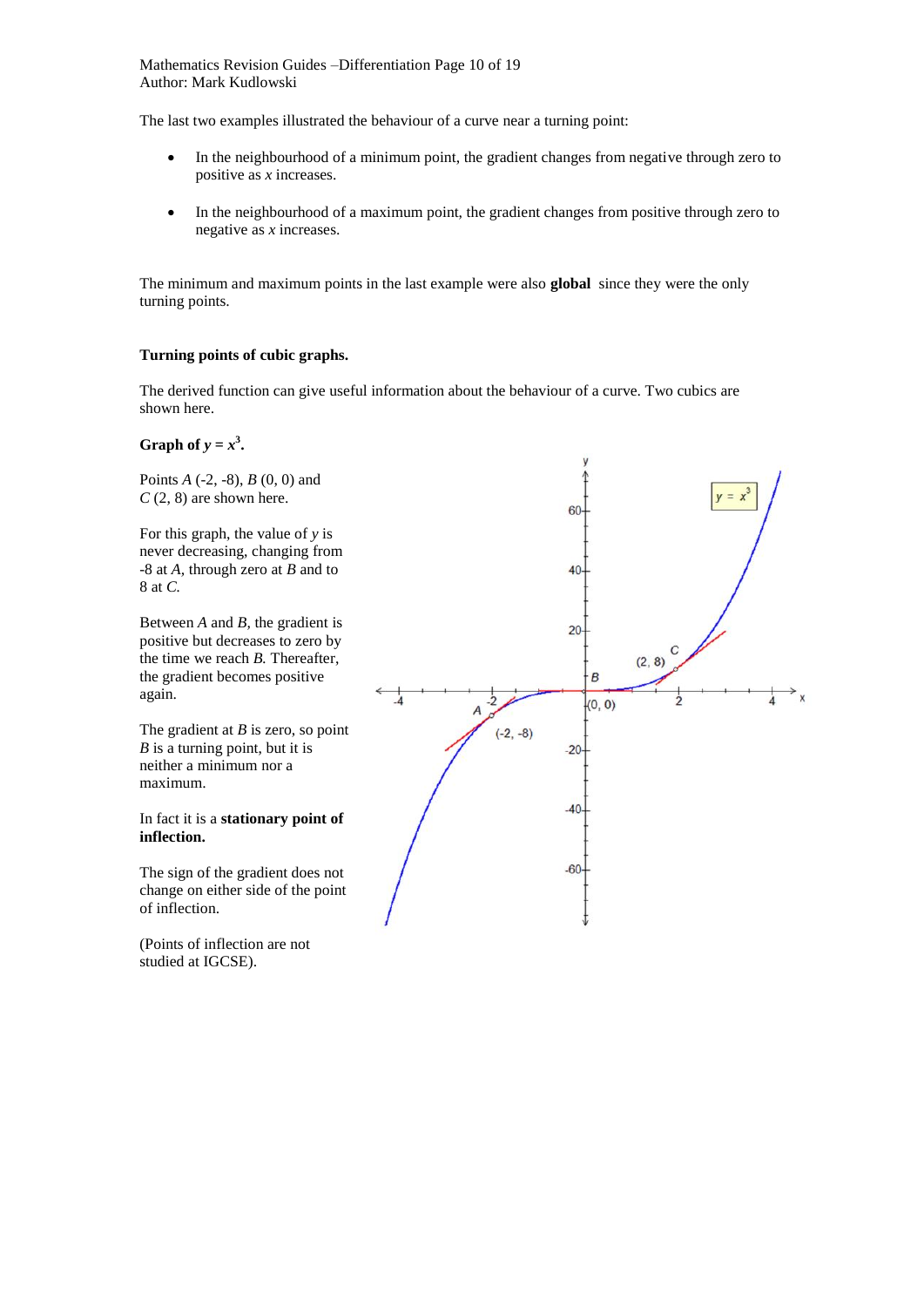The last two examples illustrated the behaviour of a curve near a turning point:

- In the neighbourhood of a minimum point, the gradient changes from negative through zero to positive as $x$ increases.
- In the neighbourhood of a maximum point, the gradient changes from positive through zero to negative as $x$ increases.

The minimum and maximum points in the last example were also **global** since they were the only turning points.

**Turning points of cubic graphs.**

The derived function can give useful information about the behaviour of a curve. Two cubics are shown here.

**Graph of $y = x^3$.**

Points $A$ (-2, -8), $B$ (0, 0) and $C$ (2, 8) are shown here.

For this graph, the value of $y$ is never decreasing, changing from -8 at $A$, through zero at $B$ and to 8 at $C$.

Between $A$ and $B$, the gradient is positive but decreases to zero by the time we reach $B$. Thereafter, the gradient becomes positive again.

The gradient at $B$ is zero, so point $B$ is a turning point, but it is neither a minimum nor a maximum.

In fact it is a **stationary point of inflection.**

The sign of the gradient does not change on either side of the point of inflection.

(Points of inflection are not studied at IGCSE).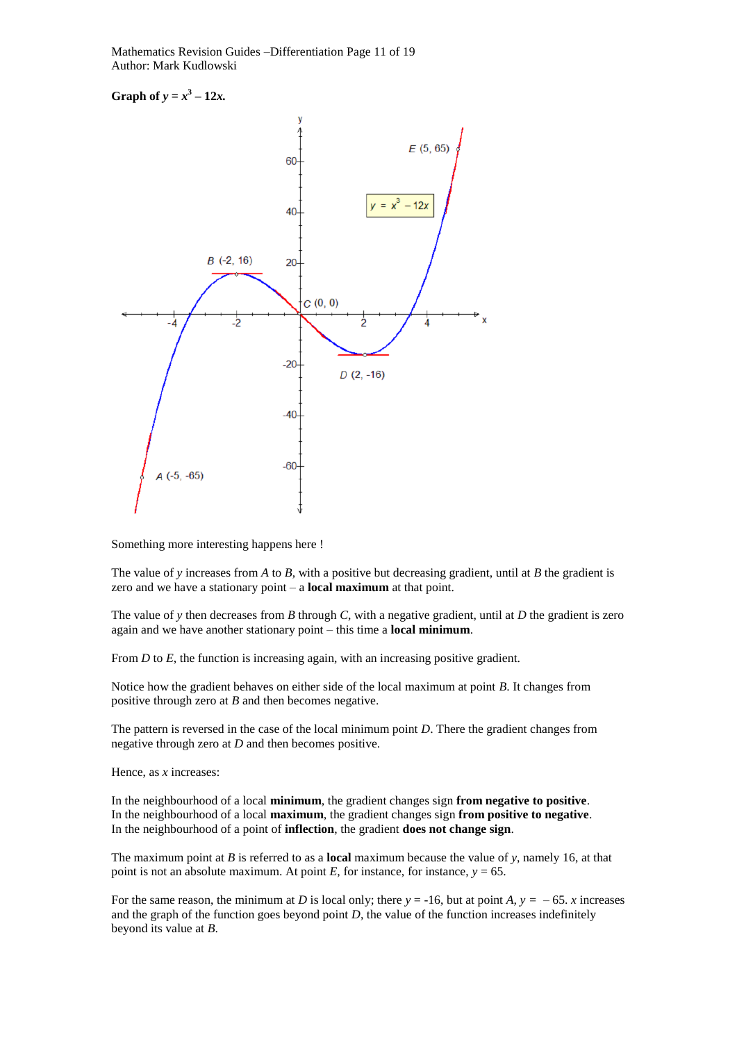**Graph of $y = x^3 - 12x$.**

Something more interesting happens here !

The value of $y$ increases from $A$ to $B$, with a positive but decreasing gradient, until at $B$ the gradient is zero and we have a stationary point – a **local maximum** at that point.

The value of $y$ then decreases from $B$ through $C$, with a negative gradient, until at $D$ the gradient is zero again and we have another stationary point – this time a **local minimum**.

From $D$ to $E$, the function is increasing again, with an increasing positive gradient.

Notice how the gradient behaves on either side of the local maximum at point $B$. It changes from positive through zero at $B$ and then becomes negative.

The pattern is reversed in the case of the local minimum point $D$. There the gradient changes from negative through zero at $D$ and then becomes positive.

Hence, as $x$ increases:

In the neighbourhood of a local **minimum**, the gradient changes sign **from negative to positive**.
In the neighbourhood of a local **maximum**, the gradient changes sign **from positive to negative**.
In the neighbourhood of a point of **inflection**, the gradient **does not change sign**.

The maximum point at $B$ is referred to as a **local** maximum because the value of $y$, namely 16, at that point is not an absolute maximum. At point $E$, for instance, for instance, $y = 65$.

For the same reason, the minimum at $D$ is local only; there $y = -16$, but at point $A$, $y = -65$. $x$ increases and the graph of the function goes beyond point $D$, the value of the function increases indefinitely beyond its value at $B$.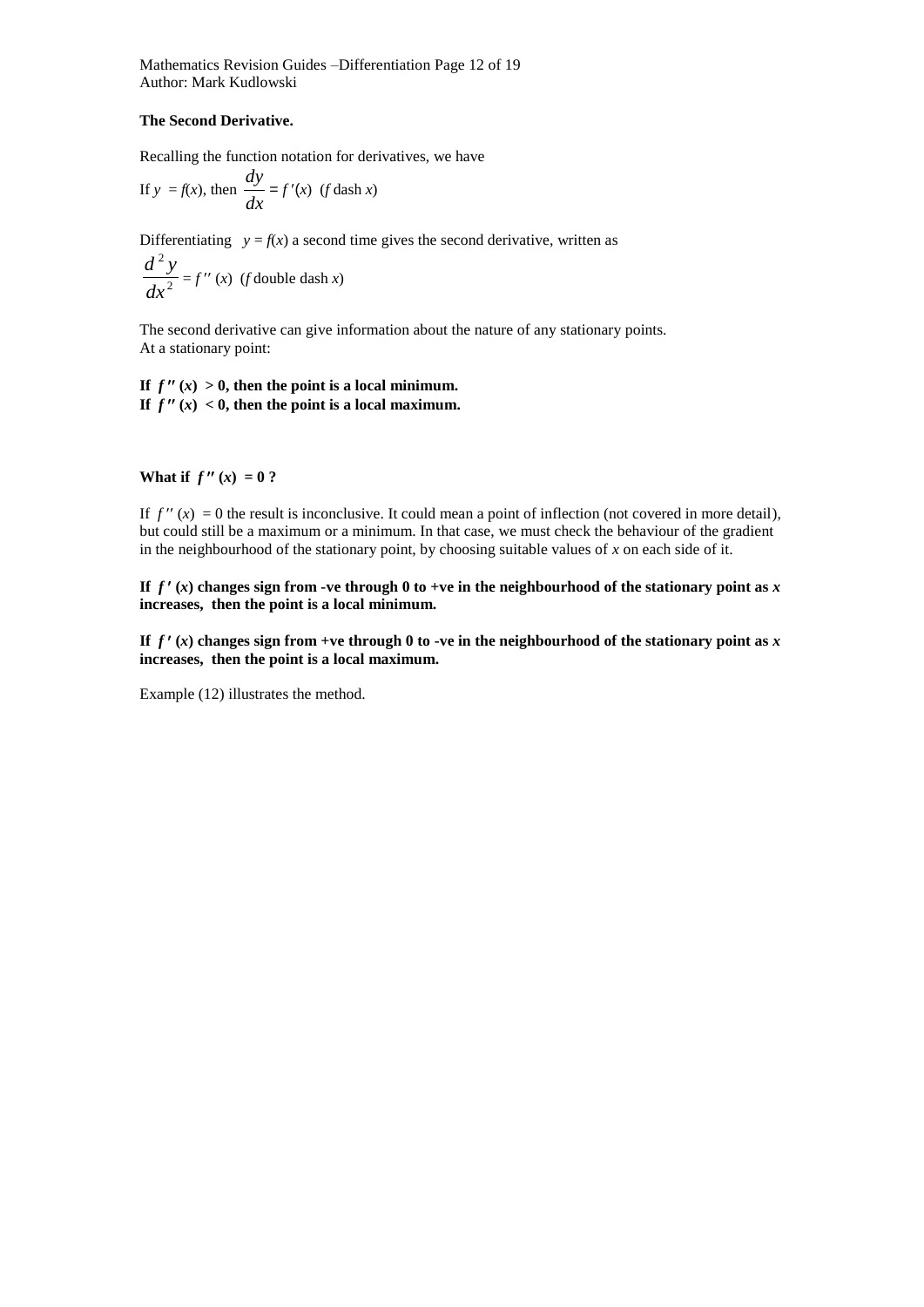**The Second Derivative.**

Recalling the function notation for derivatives, we have

If $y = f(x)$, then $\dfrac{dy}{dx} = f'(x)$ ($f$ dash $x$)

Differentiating $y = f(x)$ a second time gives the second derivative, written as

$\dfrac{d^2y}{dx^2} = f''(x)$ ($f$ double dash $x$)

The second derivative can give information about the nature of any stationary points.
At a stationary point:

**If $f''(x) > 0$, then the point is a local minimum.**
**If $f''(x) < 0$, then the point is a local maximum.**

**What if $f''(x) = 0$ ?**

If $f''(x) = 0$ the result is inconclusive. It could mean a point of inflection (not covered in more detail), but could still be a maximum or a minimum. In that case, we must check the behaviour of the gradient in the neighbourhood of the stationary point, by choosing suitable values of $x$ on each side of it.

**If $f'(x)$ changes sign from -ve through 0 to +ve in the neighbourhood of the stationary point as $x$ increases, then the point is a local minimum.**

**If $f'(x)$ changes sign from +ve through 0 to -ve in the neighbourhood of the stationary point as $x$ increases, then the point is a local maximum.**

Example (12) illustrates the method.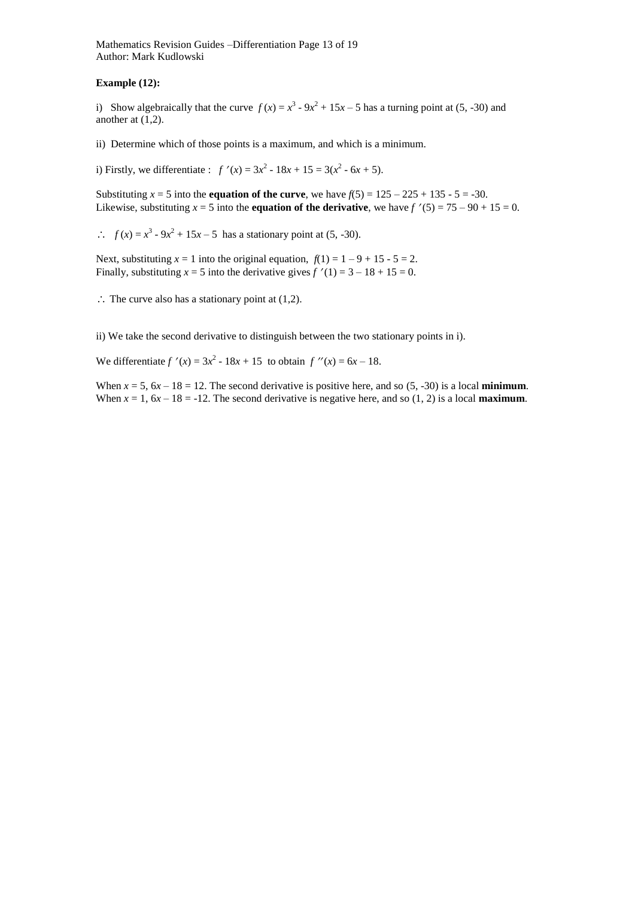**Example (12):**

i) Show algebraically that the curve $f(x) = x^3 - 9x^2 + 15x - 5$ has a turning point at (5, -30) and another at (1,2).

ii) Determine which of those points is a maximum, and which is a minimum.

i) Firstly, we differentiate : $f'(x) = 3x^2 - 18x + 15 = 3(x^2 - 6x + 5)$.

Substituting $x = 5$ into the **equation of the curve**, we have $f(5) = 125 - 225 + 135 - 5 = -30$.
Likewise, substituting $x = 5$ into the **equation of the derivative**, we have $f'(5) = 75 - 90 + 15 = 0$.

$\therefore$ $f(x) = x^3 - 9x^2 + 15x - 5$ has a stationary point at (5, -30).

Next, substituting $x = 1$ into the original equation, $f(1) = 1 - 9 + 15 - 5 = 2$.
Finally, substituting $x = 5$ into the derivative gives $f'(1) = 3 - 18 + 15 = 0$.

$\therefore$ The curve also has a stationary point at (1,2).

ii) We take the second derivative to distinguish between the two stationary points in i).

We differentiate $f'(x) = 3x^2 - 18x + 15$ to obtain $f''(x) = 6x - 18$.

When $x = 5$, $6x - 18 = 12$. The second derivative is positive here, and so (5, -30) is a local **minimum**.
When $x = 1$, $6x - 18 = -12$. The second derivative is negative here, and so (1, 2) is a local **maximum**.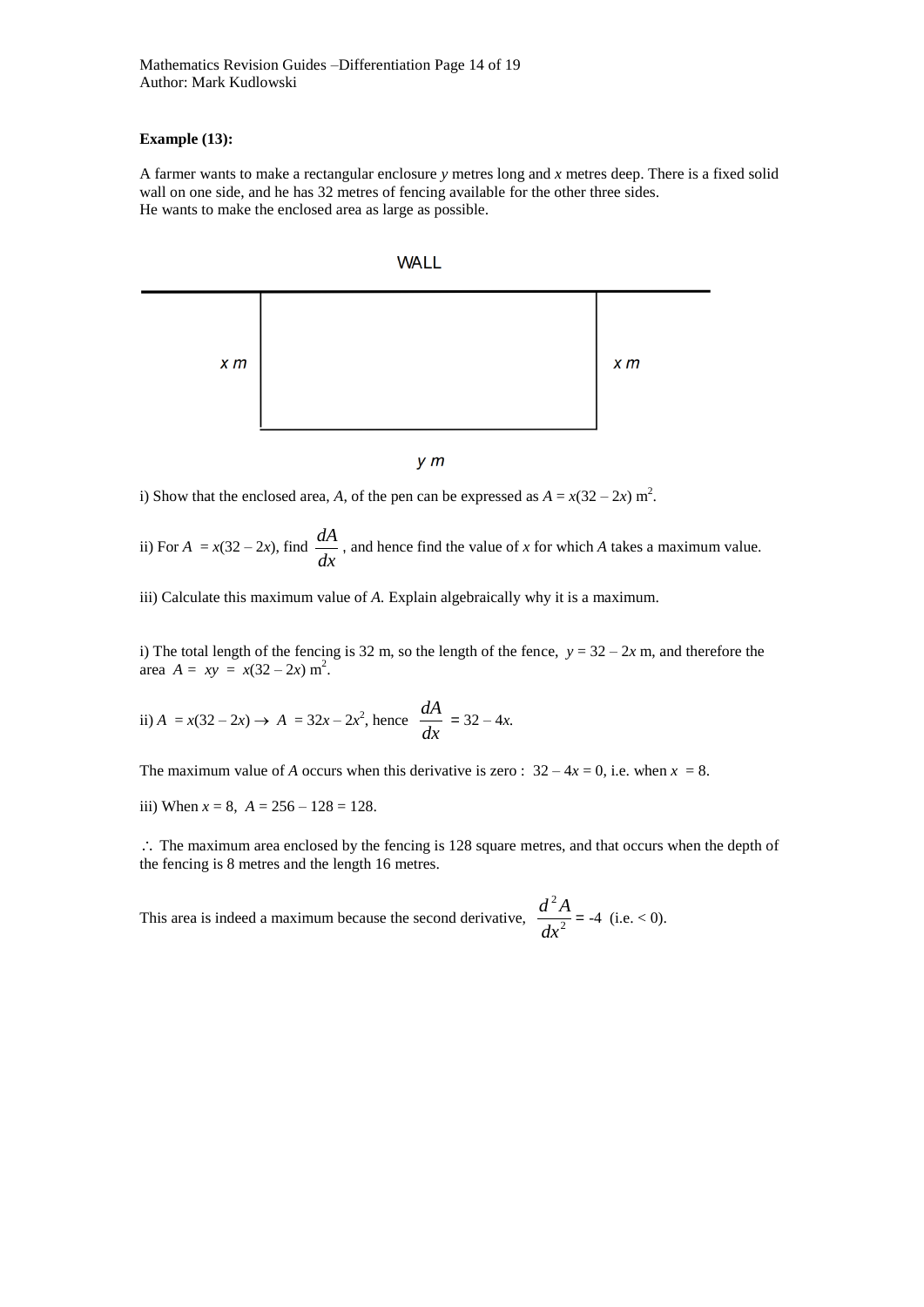**Example (13):**

A farmer wants to make a rectangular enclosure $y$ metres long and $x$ metres deep. There is a fixed solid wall on one side, and he has 32 metres of fencing available for the other three sides.
He wants to make the enclosed area as large as possible.

WALL

$x$ m　　　　$x$ m

$y$ m

i) Show that the enclosed area, $A$, of the pen can be expressed as $A = x(32 - 2x)$ m$^2$.

ii) For $A = x(32 - 2x)$, find $\frac{dA}{dx}$, and hence find the value of $x$ for which $A$ takes a maximum value.

iii) Calculate this maximum value of $A$. Explain algebraically why it is a maximum.

i) The total length of the fencing is 32 m, so the length of the fence, $y = 32 - 2x$ m, and therefore the area $A = xy = x(32 - 2x)$ m$^2$.

ii) $A = x(32 - 2x) \rightarrow A = 32x - 2x^2$, hence $\frac{dA}{dx} = 32 - 4x$.

The maximum value of $A$ occurs when this derivative is zero : $32 - 4x = 0$, i.e. when $x = 8$.

iii) When $x = 8$, $A = 256 - 128 = 128$.

$\therefore$ The maximum area enclosed by the fencing is 128 square metres, and that occurs when the depth of the fencing is 8 metres and the length 16 metres.

This area is indeed a maximum because the second derivative, $\frac{d^2A}{dx^2} = -4$ (i.e. < 0).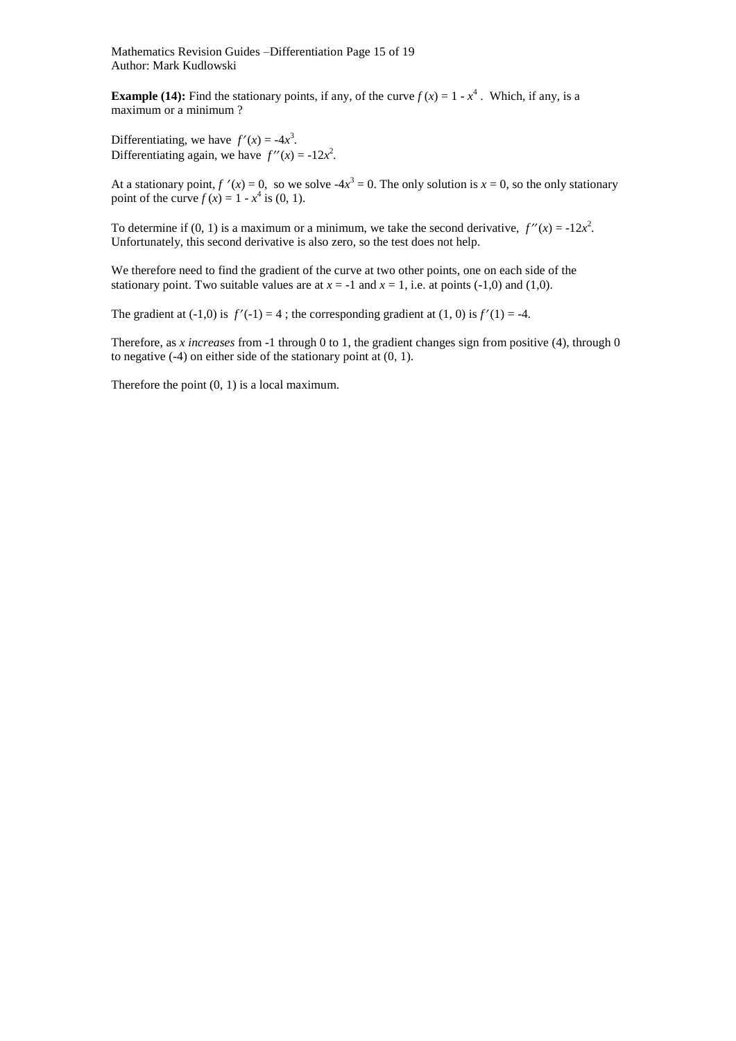**Example (14):** Find the stationary points, if any, of the curve $f(x) = 1 - x^4$ . Which, if any, is a maximum or a minimum ?

Differentiating, we have $f'(x) = -4x^3$.
Differentiating again, we have $f''(x) = -12x^2$.

At a stationary point, $f'(x) = 0$, so we solve $-4x^3 = 0$. The only solution is $x = 0$, so the only stationary point of the curve $f(x) = 1 - x^4$ is (0, 1).

To determine if (0, 1) is a maximum or a minimum, we take the second derivative, $f''(x) = -12x^2$. Unfortunately, this second derivative is also zero, so the test does not help.

We therefore need to find the gradient of the curve at two other points, one on each side of the stationary point. Two suitable values are at $x = -1$ and $x = 1$, i.e. at points (-1,0) and (1,0).

The gradient at (-1,0) is $f'(-1) = 4$ ; the corresponding gradient at (1, 0) is $f'(1) = -4$.

Therefore, as *x increases* from -1 through 0 to 1, the gradient changes sign from positive (4), through 0 to negative (-4) on either side of the stationary point at (0, 1).

Therefore the point (0, 1) is a local maximum.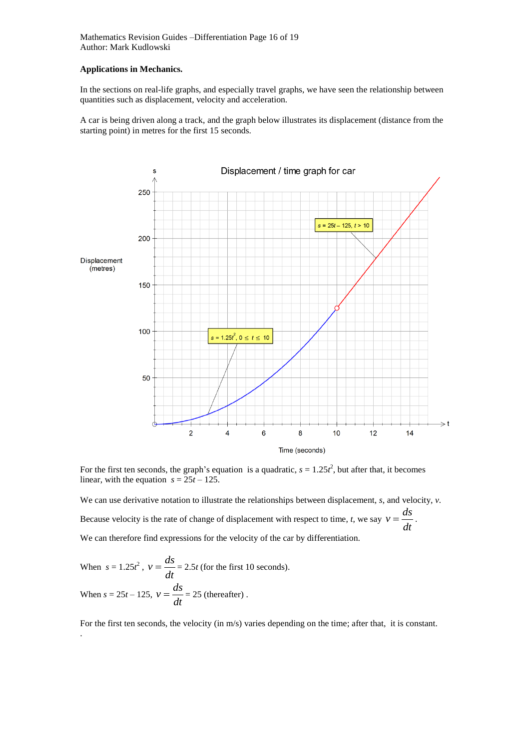**Applications in Mechanics.**

In the sections on real-life graphs, and especially travel graphs, we have seen the relationship between quantities such as displacement, velocity and acceleration.

A car is being driven along a track, and the graph below illustrates its displacement (distance from the starting point) in metres for the first 15 seconds.

For the first ten seconds, the graph's equation is a quadratic, $s = 1.25t^2$, but after that, it becomes linear, with the equation $s = 25t - 125$.

We can use derivative notation to illustrate the relationships between displacement, $s$, and velocity, $v$.

Because velocity is the rate of change of displacement with respect to time, $t$, we say $v = \frac{ds}{dt}$.

We can therefore find expressions for the velocity of the car by differentiation.

When $s = 1.25t^2$, $v = \frac{ds}{dt} = 2.5t$ (for the first 10 seconds).

When $s = 25t - 125$, $v = \frac{ds}{dt} = 25$ (thereafter) .

For the first ten seconds, the velocity (in m/s) varies depending on the time; after that, it is constant.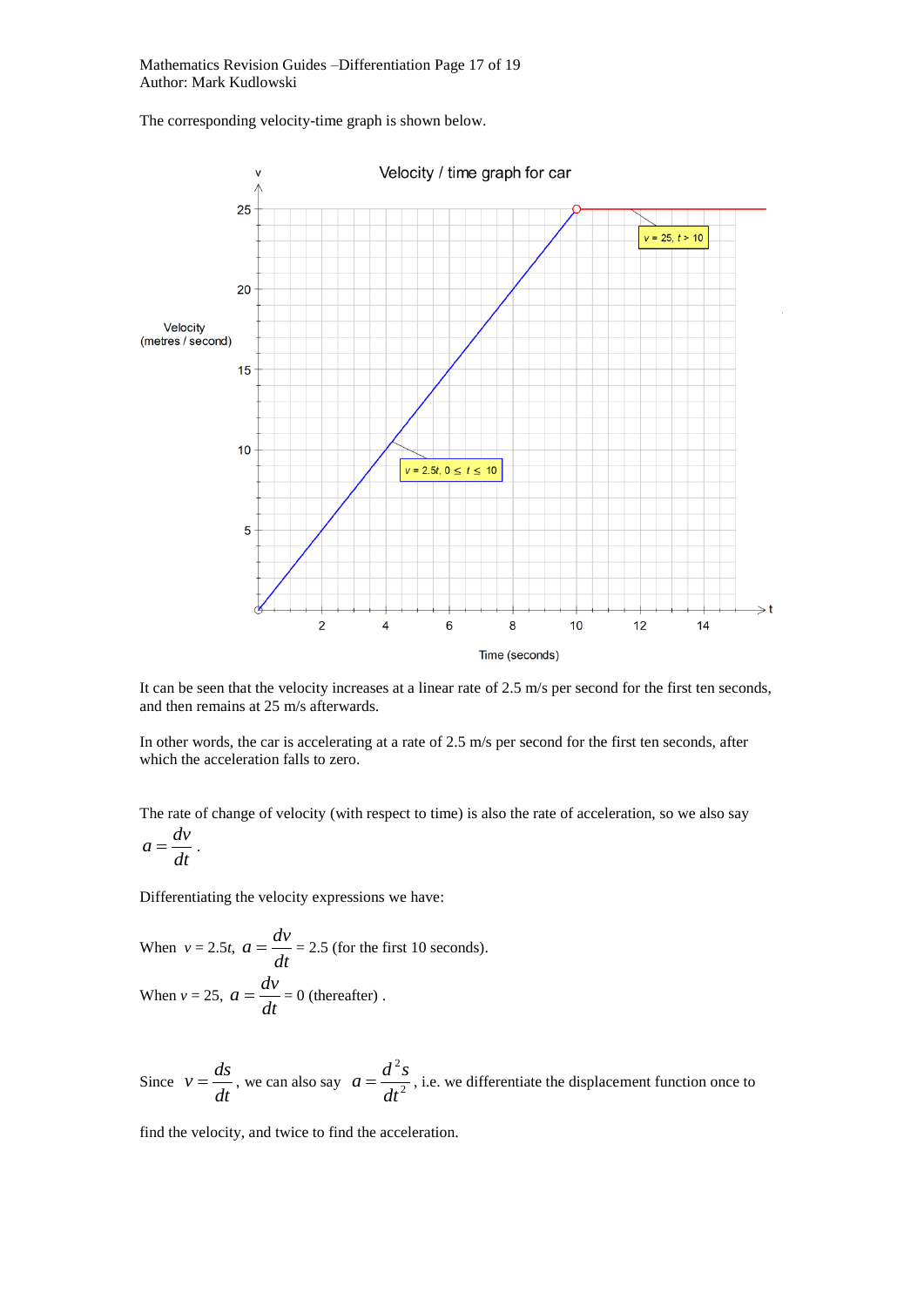The corresponding velocity-time graph is shown below.

It can be seen that the velocity increases at a linear rate of 2.5 m/s per second for the first ten seconds, and then remains at 25 m/s afterwards.

In other words, the car is accelerating at a rate of 2.5 m/s per second for the first ten seconds, after which the acceleration falls to zero.

The rate of change of velocity (with respect to time) is also the rate of acceleration, so we also say $a = \frac{dv}{dt}$.

Differentiating the velocity expressions we have:

When $v = 2.5t$, $a = \frac{dv}{dt} = 2.5$ (for the first 10 seconds).

When $v = 25$, $a = \frac{dv}{dt} = 0$ (thereafter).

Since $v = \frac{ds}{dt}$, we can also say $a = \frac{d^2s}{dt^2}$, i.e. we differentiate the displacement function once to find the velocity, and twice to find the acceleration.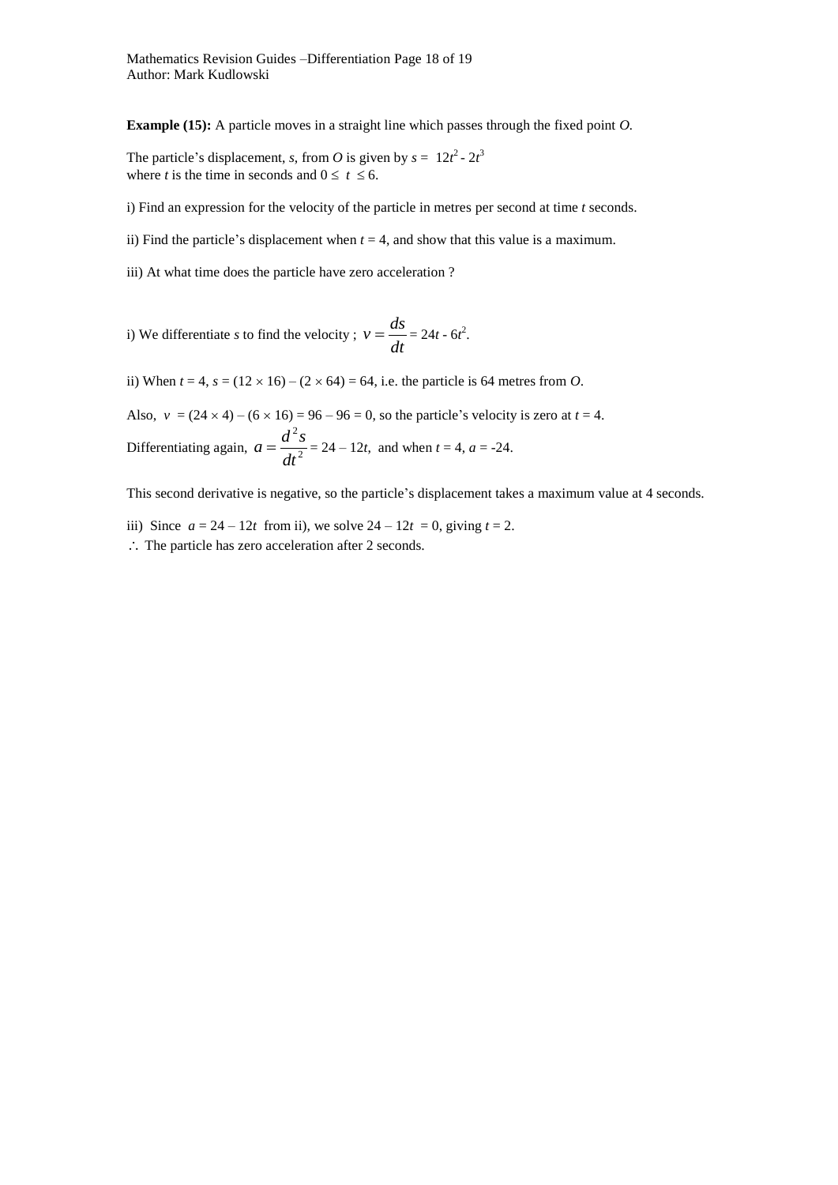**Example (15):** A particle moves in a straight line which passes through the fixed point *O*.

The particle's displacement, $s$, from *O* is given by $s = 12t^2 - 2t^3$
where $t$ is the time in seconds and $0 \le t \le 6$.

i) Find an expression for the velocity of the particle in metres per second at time $t$ seconds.

ii) Find the particle's displacement when $t = 4$, and show that this value is a maximum.

iii) At what time does the particle have zero acceleration ?

i) We differentiate $s$ to find the velocity ; $v = \dfrac{ds}{dt} = 24t - 6t^2$.

ii) When $t = 4$, $s = (12 \times 16) - (2 \times 64) = 64$, i.e. the particle is 64 metres from *O*.

Also, $v = (24 \times 4) - (6 \times 16) = 96 - 96 = 0$, so the particle's velocity is zero at $t = 4$.

Differentiating again, $a = \dfrac{d^2s}{dt^2} = 24 - 12t$, and when $t = 4$, $a = -24$.

This second derivative is negative, so the particle's displacement takes a maximum value at 4 seconds.

iii) Since $a = 24 - 12t$ from ii), we solve $24 - 12t = 0$, giving $t = 2$.

$\therefore$ The particle has zero acceleration after 2 seconds.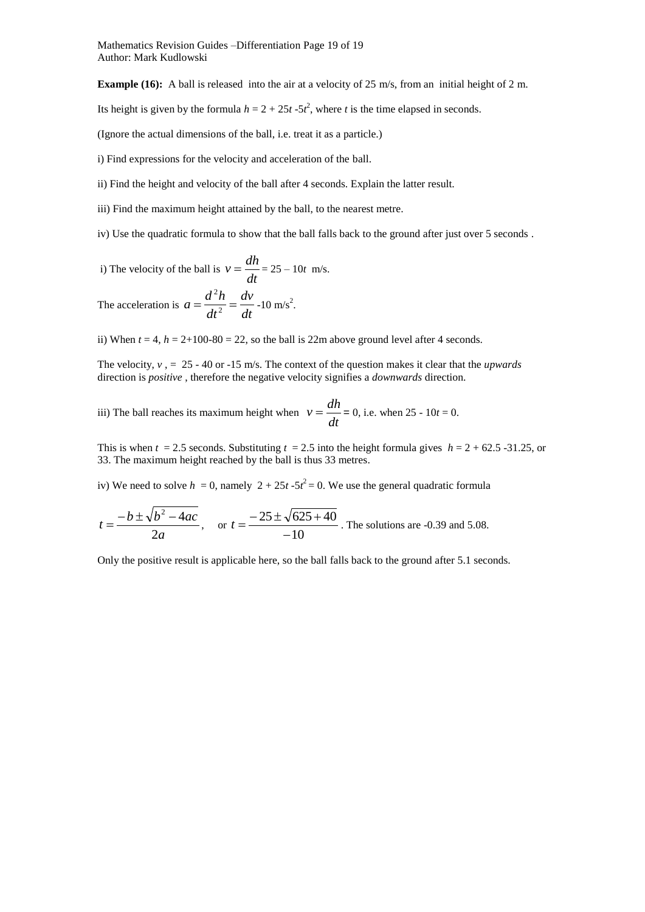**Example (16):** A ball is released into the air at a velocity of 25 m/s, from an initial height of 2 m.

Its height is given by the formula $h = 2 + 25t - 5t^2$, where $t$ is the time elapsed in seconds.

(Ignore the actual dimensions of the ball, i.e. treat it as a particle.)

i) Find expressions for the velocity and acceleration of the ball.

ii) Find the height and velocity of the ball after 4 seconds. Explain the latter result.

iii) Find the maximum height attained by the ball, to the nearest metre.

iv) Use the quadratic formula to show that the ball falls back to the ground after just over 5 seconds .

i) The velocity of the ball is $v = \frac{dh}{dt} = 25 - 10t$ m/s.

The acceleration is $a = \frac{d^2h}{dt^2} = \frac{dv}{dt}$ -10 m/s$^2$.

ii) When $t = 4$, $h = 2+100-80 = 22$, so the ball is 22m above ground level after 4 seconds.

The velocity, $v$ , = 25 - 40 or -15 m/s. The context of the question makes it clear that the *upwards* direction is *positive* , therefore the negative velocity signifies a *downwards* direction.

iii) The ball reaches its maximum height when $v = \frac{dh}{dt} = 0$, i.e. when $25 - 10t = 0$.

This is when $t = 2.5$ seconds. Substituting $t = 2.5$ into the height formula gives $h = 2 + 62.5 - 31.25$, or 33. The maximum height reached by the ball is thus 33 metres.

iv) We need to solve $h = 0$, namely $2 + 25t - 5t^2 = 0$. We use the general quadratic formula

$t = \frac{-b \pm \sqrt{b^2 - 4ac}}{2a}$, or $t = \frac{-25 \pm \sqrt{625 + 40}}{-10}$. The solutions are -0.39 and 5.08.

Only the positive result is applicable here, so the ball falls back to the ground after 5.1 seconds.